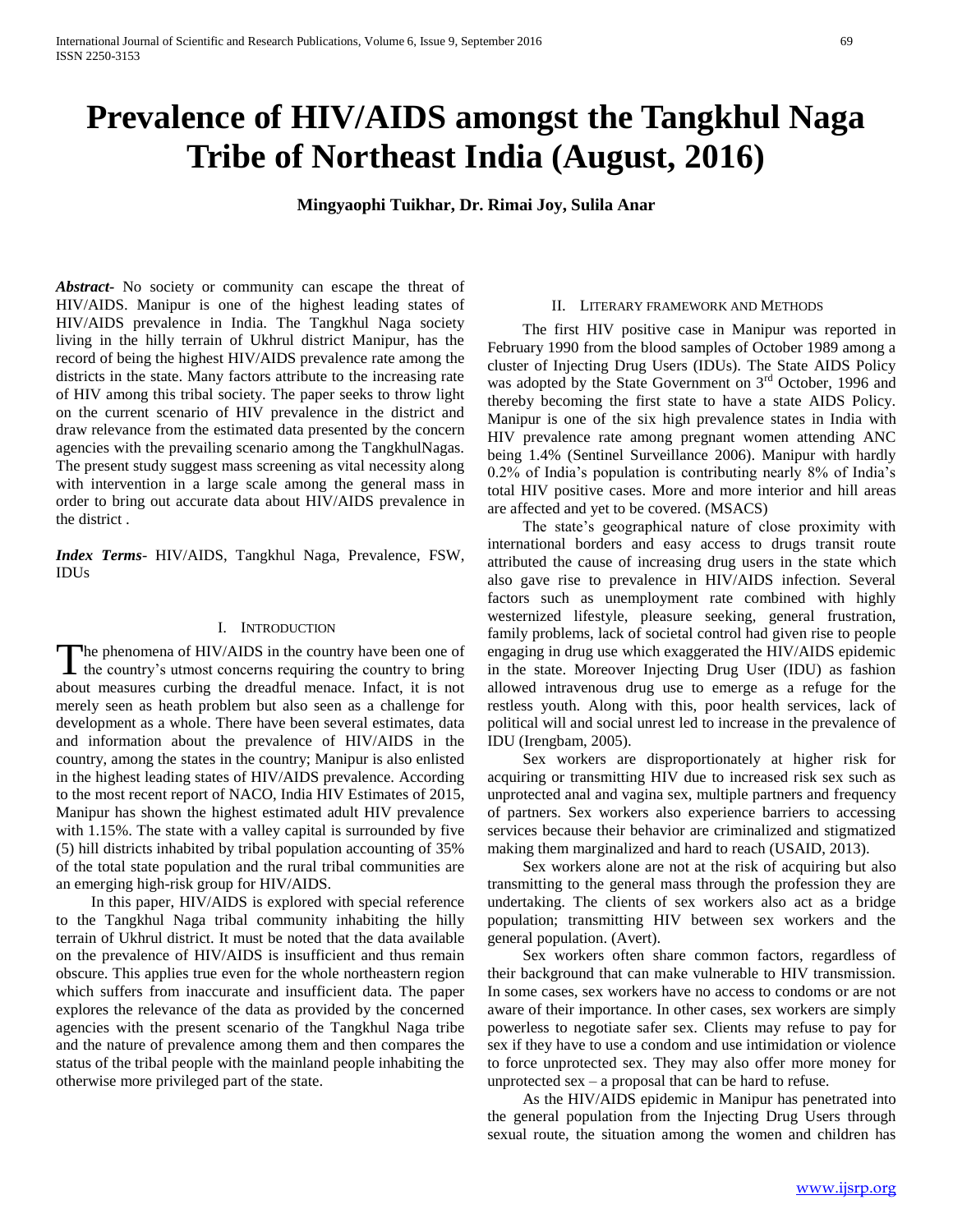# Prevalence of HIV/AIDS amongst the Tangkhul Naga Tribe of Northeast India (August, 2016)

**Mingyaophi Tuikhar, Dr. Rimai Joy, Sulila Anar**

***Abstract*-** No society or community can escape the threat of HIV/AIDS. Manipur is one of the highest leading states of HIV/AIDS prevalence in India. The Tangkhul Naga society living in the hilly terrain of Ukhrul district Manipur, has the record of being the highest HIV/AIDS prevalence rate among the districts in the state. Many factors attribute to the increasing rate of HIV among this tribal society. The paper seeks to throw light on the current scenario of HIV prevalence in the district and draw relevance from the estimated data presented by the concern agencies with the prevailing scenario among the TangkhulNagas. The present study suggest mass screening as vital necessity along with intervention in a large scale among the general mass in order to bring out accurate data about HIV/AIDS prevalence in the district .

***Index Terms*-** HIV/AIDS, Tangkhul Naga, Prevalence, FSW, IDUs

## I. Introduction

The phenomena of HIV/AIDS in the country have been one of the country's utmost concerns requiring the country to bring about measures curbing the dreadful menace. Infact, it is not merely seen as heath problem but also seen as a challenge for development as a whole. There have been several estimates, data and information about the prevalence of HIV/AIDS in the country, among the states in the country; Manipur is also enlisted in the highest leading states of HIV/AIDS prevalence. According to the most recent report of NACO, India HIV Estimates of 2015, Manipur has shown the highest estimated adult HIV prevalence with 1.15%. The state with a valley capital is surrounded by five (5) hill districts inhabited by tribal population accounting of 35% of the total state population and the rural tribal communities are an emerging high-risk group for HIV/AIDS.

In this paper, HIV/AIDS is explored with special reference to the Tangkhul Naga tribal community inhabiting the hilly terrain of Ukhrul district. It must be noted that the data available on the prevalence of HIV/AIDS is insufficient and thus remain obscure. This applies true even for the whole northeastern region which suffers from inaccurate and insufficient data. The paper explores the relevance of the data as provided by the concerned agencies with the present scenario of the Tangkhul Naga tribe and the nature of prevalence among them and then compares the status of the tribal people with the mainland people inhabiting the otherwise more privileged part of the state.

## II. Literary framework and Methods

The first HIV positive case in Manipur was reported in February 1990 from the blood samples of October 1989 among a cluster of Injecting Drug Users (IDUs). The State AIDS Policy was adopted by the State Government on 3rd October, 1996 and thereby becoming the first state to have a state AIDS Policy. Manipur is one of the six high prevalence states in India with HIV prevalence rate among pregnant women attending ANC being 1.4% (Sentinel Surveillance 2006). Manipur with hardly 0.2% of India's population is contributing nearly 8% of India's total HIV positive cases. More and more interior and hill areas are affected and yet to be covered. (MSACS)

The state's geographical nature of close proximity with international borders and easy access to drugs transit route attributed the cause of increasing drug users in the state which also gave rise to prevalence in HIV/AIDS infection. Several factors such as unemployment rate combined with highly westernized lifestyle, pleasure seeking, general frustration, family problems, lack of societal control had given rise to people engaging in drug use which exaggerated the HIV/AIDS epidemic in the state. Moreover Injecting Drug User (IDU) as fashion allowed intravenous drug use to emerge as a refuge for the restless youth. Along with this, poor health services, lack of political will and social unrest led to increase in the prevalence of IDU (Irengbam, 2005).

Sex workers are disproportionately at higher risk for acquiring or transmitting HIV due to increased risk sex such as unprotected anal and vagina sex, multiple partners and frequency of partners. Sex workers also experience barriers to accessing services because their behavior are criminalized and stigmatized making them marginalized and hard to reach (USAID, 2013).

Sex workers alone are not at the risk of acquiring but also transmitting to the general mass through the profession they are undertaking. The clients of sex workers also act as a bridge population; transmitting HIV between sex workers and the general population. (Avert).

Sex workers often share common factors, regardless of their background that can make vulnerable to HIV transmission. In some cases, sex workers have no access to condoms or are not aware of their importance. In other cases, sex workers are simply powerless to negotiate safer sex. Clients may refuse to pay for sex if they have to use a condom and use intimidation or violence to force unprotected sex. They may also offer more money for unprotected sex – a proposal that can be hard to refuse.

As the HIV/AIDS epidemic in Manipur has penetrated into the general population from the Injecting Drug Users through sexual route, the situation among the women and children has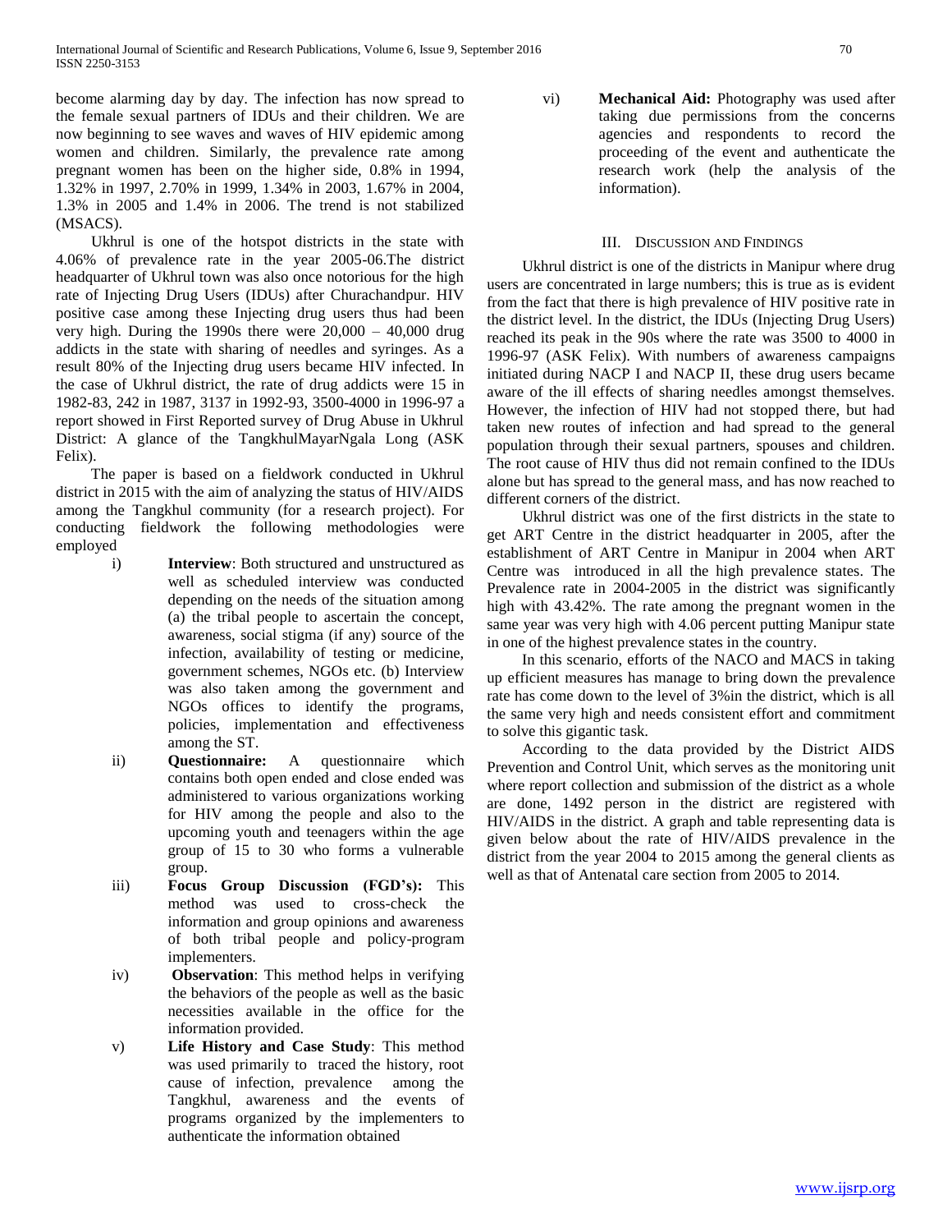become alarming day by day. The infection has now spread to the female sexual partners of IDUs and their children. We are now beginning to see waves and waves of HIV epidemic among women and children. Similarly, the prevalence rate among pregnant women has been on the higher side, 0.8% in 1994, 1.32% in 1997, 2.70% in 1999, 1.34% in 2003, 1.67% in 2004, 1.3% in 2005 and 1.4% in 2006. The trend is not stabilized (MSACS).

Ukhrul is one of the hotspot districts in the state with 4.06% of prevalence rate in the year 2005-06.The district headquarter of Ukhrul town was also once notorious for the high rate of Injecting Drug Users (IDUs) after Churachandpur. HIV positive case among these Injecting drug users thus had been very high. During the 1990s there were 20,000 – 40,000 drug addicts in the state with sharing of needles and syringes. As a result 80% of the Injecting drug users became HIV infected. In the case of Ukhrul district, the rate of drug addicts were 15 in 1982-83, 242 in 1987, 3137 in 1992-93, 3500-4000 in 1996-97 a report showed in First Reported survey of Drug Abuse in Ukhrul District: A glance of the TangkhulMayarNgala Long (ASK Felix).

The paper is based on a fieldwork conducted in Ukhrul district in 2015 with the aim of analyzing the status of HIV/AIDS among the Tangkhul community (for a research project). For conducting fieldwork the following methodologies were employed

i) **Interview**: Both structured and unstructured as well as scheduled interview was conducted depending on the needs of the situation among (a) the tribal people to ascertain the concept, awareness, social stigma (if any) source of the infection, availability of testing or medicine, government schemes, NGOs etc. (b) Interview was also taken among the government and NGOs offices to identify the programs, policies, implementation and effectiveness among the ST.

ii) **Questionnaire:** A questionnaire which contains both open ended and close ended was administered to various organizations working for HIV among the people and also to the upcoming youth and teenagers within the age group of 15 to 30 who forms a vulnerable group.

iii) **Focus Group Discussion (FGD's):** This method was used to cross-check the information and group opinions and awareness of both tribal people and policy-program implementers.

iv) **Observation**: This method helps in verifying the behaviors of the people as well as the basic necessities available in the office for the information provided.

v) **Life History and Case Study**: This method was used primarily to traced the history, root cause of infection, prevalence among the Tangkhul, awareness and the events of programs organized by the implementers to authenticate the information obtained

vi) **Mechanical Aid:** Photography was used after taking due permissions from the concerns agencies and respondents to record the proceeding of the event and authenticate the research work (help the analysis of the information).

## III. Discussion and Findings

Ukhrul district is one of the districts in Manipur where drug users are concentrated in large numbers; this is true as is evident from the fact that there is high prevalence of HIV positive rate in the district level. In the district, the IDUs (Injecting Drug Users) reached its peak in the 90s where the rate was 3500 to 4000 in 1996-97 (ASK Felix). With numbers of awareness campaigns initiated during NACP I and NACP II, these drug users became aware of the ill effects of sharing needles amongst themselves. However, the infection of HIV had not stopped there, but had taken new routes of infection and had spread to the general population through their sexual partners, spouses and children. The root cause of HIV thus did not remain confined to the IDUs alone but has spread to the general mass, and has now reached to different corners of the district.

Ukhrul district was one of the first districts in the state to get ART Centre in the district headquarter in 2005, after the establishment of ART Centre in Manipur in 2004 when ART Centre was introduced in all the high prevalence states. The Prevalence rate in 2004-2005 in the district was significantly high with 43.42%. The rate among the pregnant women in the same year was very high with 4.06 percent putting Manipur state in one of the highest prevalence states in the country.

In this scenario, efforts of the NACO and MACS in taking up efficient measures has manage to bring down the prevalence rate has come down to the level of 3%in the district, which is all the same very high and needs consistent effort and commitment to solve this gigantic task.

According to the data provided by the District AIDS Prevention and Control Unit, which serves as the monitoring unit where report collection and submission of the district as a whole are done, 1492 person in the district are registered with HIV/AIDS in the district. A graph and table representing data is given below about the rate of HIV/AIDS prevalence in the district from the year 2004 to 2015 among the general clients as well as that of Antenatal care section from 2005 to 2014.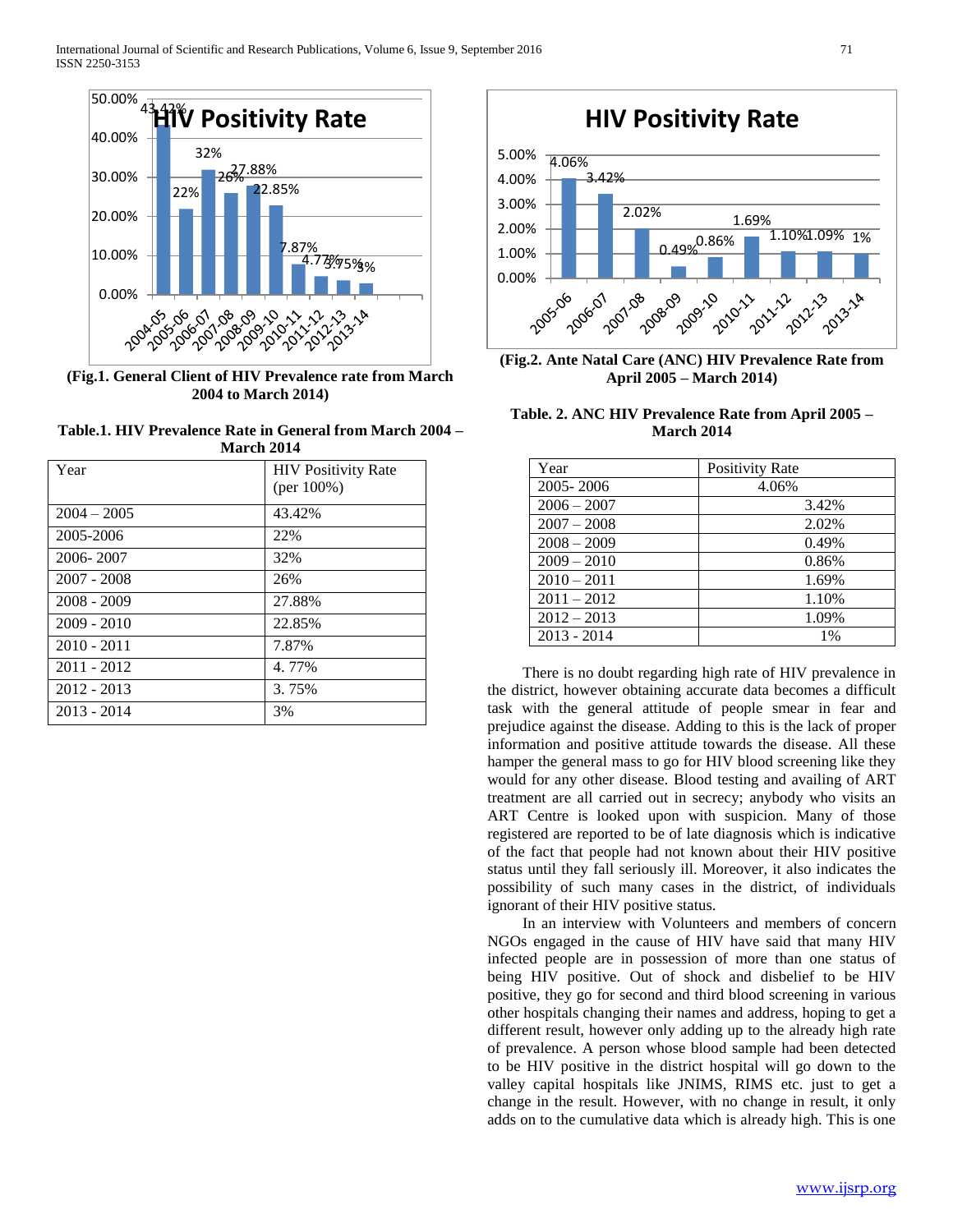(Fig.1. General Client of HIV Prevalence rate from March 2004 to March 2014)

**Table.1. HIV Prevalence Rate in General from March 2004 – March 2014**

| Year | HIV Positivity Rate (per 100%) |
|---|---|
| 2004 – 2005 | 43.42% |
| 2005-2006 | 22% |
| 2006- 2007 | 32% |
| 2007 - 2008 | 26% |
| 2008 - 2009 | 27.88% |
| 2009 - 2010 | 22.85% |
| 2010 - 2011 | 7.87% |
| 2011 - 2012 | 4. 77% |
| 2012 - 2013 | 3. 75% |
| 2013 - 2014 | 3% |

(Fig.2. Ante Natal Care (ANC) HIV Prevalence Rate from April 2005 – March 2014)

**Table. 2. ANC HIV Prevalence Rate from April 2005 – March 2014**

| Year | Positivity Rate |
|---|---|
| 2005- 2006 | 4.06% |
| 2006 – 2007 | 3.42% |
| 2007 – 2008 | 2.02% |
| 2008 – 2009 | 0.49% |
| 2009 – 2010 | 0.86% |
| 2010 – 2011 | 1.69% |
| 2011 – 2012 | 1.10% |
| 2012 – 2013 | 1.09% |
| 2013 - 2014 | 1% |

There is no doubt regarding high rate of HIV prevalence in the district, however obtaining accurate data becomes a difficult task with the general attitude of people smear in fear and prejudice against the disease. Adding to this is the lack of proper information and positive attitude towards the disease. All these hamper the general mass to go for HIV blood screening like they would for any other disease. Blood testing and availing of ART treatment are all carried out in secrecy; anybody who visits an ART Centre is looked upon with suspicion. Many of those registered are reported to be of late diagnosis which is indicative of the fact that people had not known about their HIV positive status until they fall seriously ill. Moreover, it also indicates the possibility of such many cases in the district, of individuals ignorant of their HIV positive status.

In an interview with Volunteers and members of concern NGOs engaged in the cause of HIV have said that many HIV infected people are in possession of more than one status of being HIV positive. Out of shock and disbelief to be HIV positive, they go for second and third blood screening in various other hospitals changing their names and address, hoping to get a different result, however only adding up to the already high rate of prevalence. A person whose blood sample had been detected to be HIV positive in the district hospital will go down to the valley capital hospitals like JNIMS, RIMS etc. just to get a change in the result. However, with no change in result, it only adds on to the cumulative data which is already high. This is one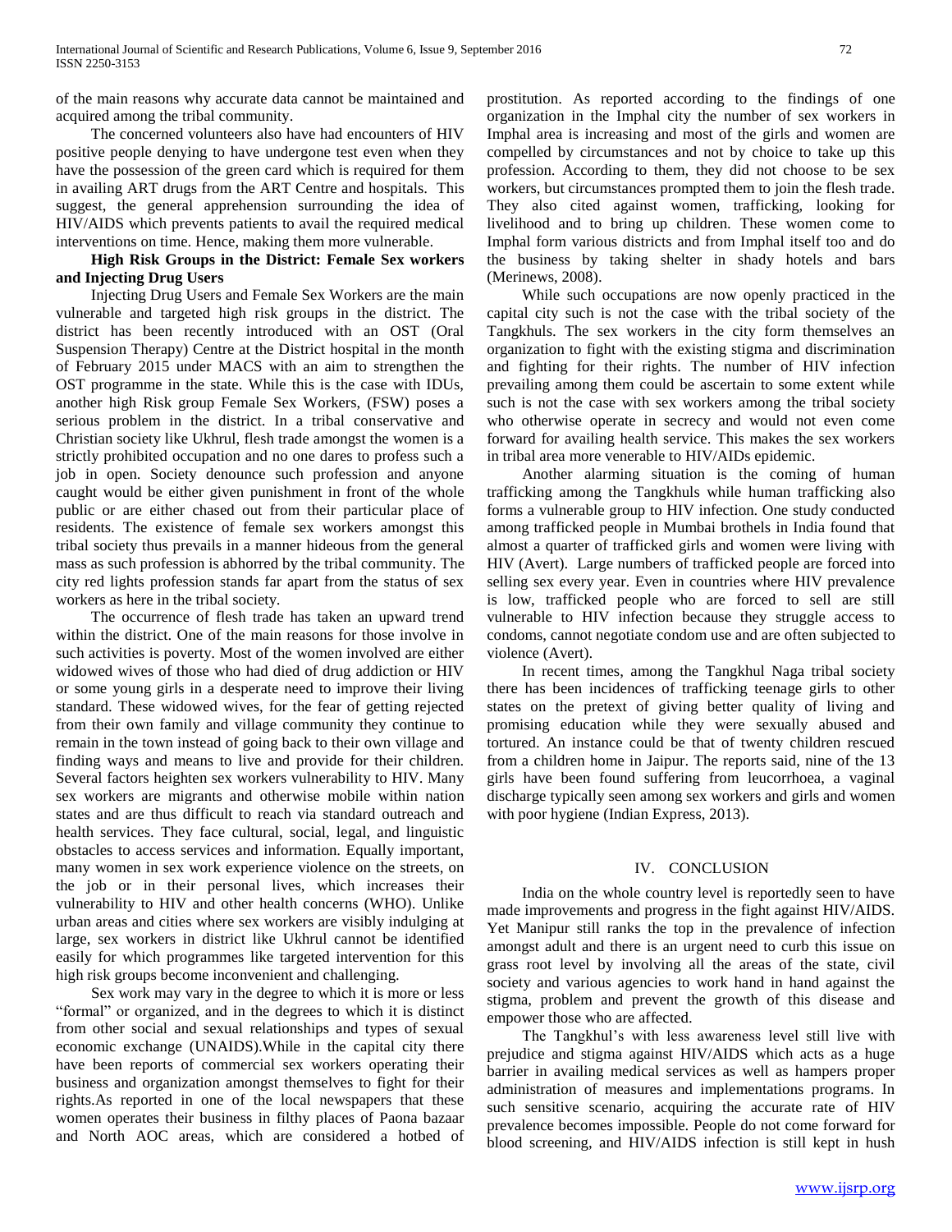of the main reasons why accurate data cannot be maintained and acquired among the tribal community.

The concerned volunteers also have had encounters of HIV positive people denying to have undergone test even when they have the possession of the green card which is required for them in availing ART drugs from the ART Centre and hospitals. This suggest, the general apprehension surrounding the idea of HIV/AIDS which prevents patients to avail the required medical interventions on time. Hence, making them more vulnerable.

**High Risk Groups in the District: Female Sex workers and Injecting Drug Users**

Injecting Drug Users and Female Sex Workers are the main vulnerable and targeted high risk groups in the district. The district has been recently introduced with an OST (Oral Suspension Therapy) Centre at the District hospital in the month of February 2015 under MACS with an aim to strengthen the OST programme in the state. While this is the case with IDUs, another high Risk group Female Sex Workers, (FSW) poses a serious problem in the district. In a tribal conservative and Christian society like Ukhrul, flesh trade amongst the women is a strictly prohibited occupation and no one dares to profess such a job in open. Society denounce such profession and anyone caught would be either given punishment in front of the whole public or are either chased out from their particular place of residents. The existence of female sex workers amongst this tribal society thus prevails in a manner hideous from the general mass as such profession is abhorred by the tribal community. The city red lights profession stands far apart from the status of sex workers as here in the tribal society.

The occurrence of flesh trade has taken an upward trend within the district. One of the main reasons for those involve in such activities is poverty. Most of the women involved are either widowed wives of those who had died of drug addiction or HIV or some young girls in a desperate need to improve their living standard. These widowed wives, for the fear of getting rejected from their own family and village community they continue to remain in the town instead of going back to their own village and finding ways and means to live and provide for their children. Several factors heighten sex workers vulnerability to HIV. Many sex workers are migrants and otherwise mobile within nation states and are thus difficult to reach via standard outreach and health services. They face cultural, social, legal, and linguistic obstacles to access services and information. Equally important, many women in sex work experience violence on the streets, on the job or in their personal lives, which increases their vulnerability to HIV and other health concerns (WHO). Unlike urban areas and cities where sex workers are visibly indulging at large, sex workers in district like Ukhrul cannot be identified easily for which programmes like targeted intervention for this high risk groups become inconvenient and challenging.

Sex work may vary in the degree to which it is more or less "formal" or organized, and in the degrees to which it is distinct from other social and sexual relationships and types of sexual economic exchange (UNAIDS).While in the capital city there have been reports of commercial sex workers operating their business and organization amongst themselves to fight for their rights.As reported in one of the local newspapers that these women operates their business in filthy places of Paona bazaar and North AOC areas, which are considered a hotbed of prostitution. As reported according to the findings of one organization in the Imphal city the number of sex workers in Imphal area is increasing and most of the girls and women are compelled by circumstances and not by choice to take up this profession. According to them, they did not choose to be sex workers, but circumstances prompted them to join the flesh trade. They also cited against women, trafficking, looking for livelihood and to bring up children. These women come to Imphal form various districts and from Imphal itself too and do the business by taking shelter in shady hotels and bars (Merinews, 2008).

While such occupations are now openly practiced in the capital city such is not the case with the tribal society of the Tangkhuls. The sex workers in the city form themselves an organization to fight with the existing stigma and discrimination and fighting for their rights. The number of HIV infection prevailing among them could be ascertain to some extent while such is not the case with sex workers among the tribal society who otherwise operate in secrecy and would not even come forward for availing health service. This makes the sex workers in tribal area more venerable to HIV/AIDs epidemic.

Another alarming situation is the coming of human trafficking among the Tangkhuls while human trafficking also forms a vulnerable group to HIV infection. One study conducted among trafficked people in Mumbai brothels in India found that almost a quarter of trafficked girls and women were living with HIV (Avert). Large numbers of trafficked people are forced into selling sex every year. Even in countries where HIV prevalence is low, trafficked people who are forced to sell are still vulnerable to HIV infection because they struggle access to condoms, cannot negotiate condom use and are often subjected to violence (Avert).

In recent times, among the Tangkhul Naga tribal society there has been incidences of trafficking teenage girls to other states on the pretext of giving better quality of living and promising education while they were sexually abused and tortured. An instance could be that of twenty children rescued from a children home in Jaipur. The reports said, nine of the 13 girls have been found suffering from leucorrhoea, a vaginal discharge typically seen among sex workers and girls and women with poor hygiene (Indian Express, 2013).

## IV. CONCLUSION

India on the whole country level is reportedly seen to have made improvements and progress in the fight against HIV/AIDS. Yet Manipur still ranks the top in the prevalence of infection amongst adult and there is an urgent need to curb this issue on grass root level by involving all the areas of the state, civil society and various agencies to work hand in hand against the stigma, problem and prevent the growth of this disease and empower those who are affected.

The Tangkhul's with less awareness level still live with prejudice and stigma against HIV/AIDS which acts as a huge barrier in availing medical services as well as hampers proper administration of measures and implementations programs. In such sensitive scenario, acquiring the accurate rate of HIV prevalence becomes impossible. People do not come forward for blood screening, and HIV/AIDS infection is still kept in hush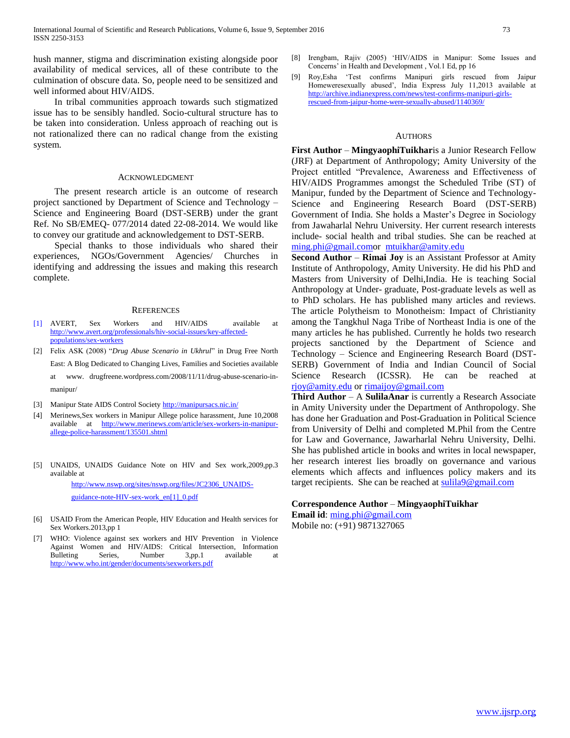hush manner, stigma and discrimination existing alongside poor availability of medical services, all of these contribute to the culmination of obscure data. So, people need to be sensitized and well informed about HIV/AIDS.

In tribal communities approach towards such stigmatized issue has to be sensibly handled. Socio-cultural structure has to be taken into consideration. Unless approach of reaching out is not rationalized there can no radical change from the existing system.

## Acknowledgment

The present research article is an outcome of research project sanctioned by Department of Science and Technology – Science and Engineering Board (DST-SERB) under the grant Ref. No SB/EMEQ- 077/2014 dated 22-08-2014. We would like to convey our gratitude and acknowledgement to DST-SERB.

Special thanks to those individuals who shared their experiences, NGOs/Government Agencies/ Churches in identifying and addressing the issues and making this research complete.

## References

[1] AVERT, Sex Workers and HIV/AIDS available at http://www.avert.org/professionals/hiv-social-issues/key-affected-populations/sex-workers

[2] Felix ASK (2008) "*Drug Abuse Scenario in Ukhrul*" in Drug Free North East: A Blog Dedicated to Changing Lives, Families and Societies available at www. drugfreene.wordpress.com/2008/11/11/drug-abuse-scenario-in-manipur/

[3] Manipur State AIDS Control Society http://manipursacs.nic.in/

[4] Merinews,Sex workers in Manipur Allege police harassment, June 10,2008 available at http://www.merinews.com/article/sex-workers-in-manipur-allege-police-harassment/135501.shtml

[5] UNAIDS, UNAIDS Guidance Note on HIV and Sex work,2009,pp.3 available at http://www.nswp.org/sites/nswp.org/files/JC2306_UNAIDS-guidance-note-HIV-sex-work_en[1]_0.pdf

[6] USAID From the American People, HIV Education and Health services for Sex Workers.2013,pp 1

[7] WHO: Violence against sex workers and HIV Prevention in Violence Against Women and HIV/AIDS: Critical Intersection, Information Bulleting Series, Number 3,pp.1 available at http://www.who.int/gender/documents/sexworkers.pdf

[8] Irengbam, Rajiv (2005) 'HIV/AIDS in Manipur: Some Issues and Concerns' in Health and Development , Vol.1 Ed, pp 16

[9] Roy,Esha 'Test confirms Manipuri girls rescued from Jaipur Homeweresexually abused', India Express July 11,2013 available at http://archive.indianexpress.com/news/test-confirms-manipuri-girls-rescued-from-jaipur-home-were-sexually-abused/1140369/

## Authors

**First Author** – **MingyaophiTuikhar**is a Junior Research Fellow (JRF) at Department of Anthropology; Amity University of the Project entitled "Prevalence, Awareness and Effectiveness of HIV/AIDS Programmes amongst the Scheduled Tribe (ST) of Manipur, funded by the Department of Science and Technology-Science and Engineering Research Board (DST-SERB) Government of India. She holds a Master's Degree in Sociology from Jawaharlal Nehru University. Her current research interests include- social health and tribal studies. She can be reached at ming.phi@gmail.comor mtuikhar@amity.edu

**Second Author** – **Rimai Joy** is an Assistant Professor at Amity Institute of Anthropology, Amity University. He did his PhD and Masters from University of Delhi,India. He is teaching Social Anthropology at Under- graduate, Post-graduate levels as well as to PhD scholars. He has published many articles and reviews. The article Polytheism to Monotheism: Impact of Christianity among the Tangkhul Naga Tribe of Northeast India is one of the many articles he has published. Currently he holds two research projects sanctioned by the Department of Science and Technology – Science and Engineering Research Board (DST-SERB) Government of India and Indian Council of Social Science Research (ICSSR). He can be reached at rjoy@amity.edu or rimaijoy@gmail.com

**Third Author** – A **SulilaAnar** is currently a Research Associate in Amity University under the Department of Anthropology. She has done her Graduation and Post-Graduation in Political Science from University of Delhi and completed M.Phil from the Centre for Law and Governance, Jawarharlal Nehru University, Delhi. She has published article in books and writes in local newspaper, her research interest lies broadly on governance and various elements which affects and influences policy makers and its target recipients. She can be reached at sulila9@gmail.com

**Correspondence Author** – **MingyaophiTuikhar**
**Email id**: ming.phi@gmail.com
Mobile no: (+91) 9871327065